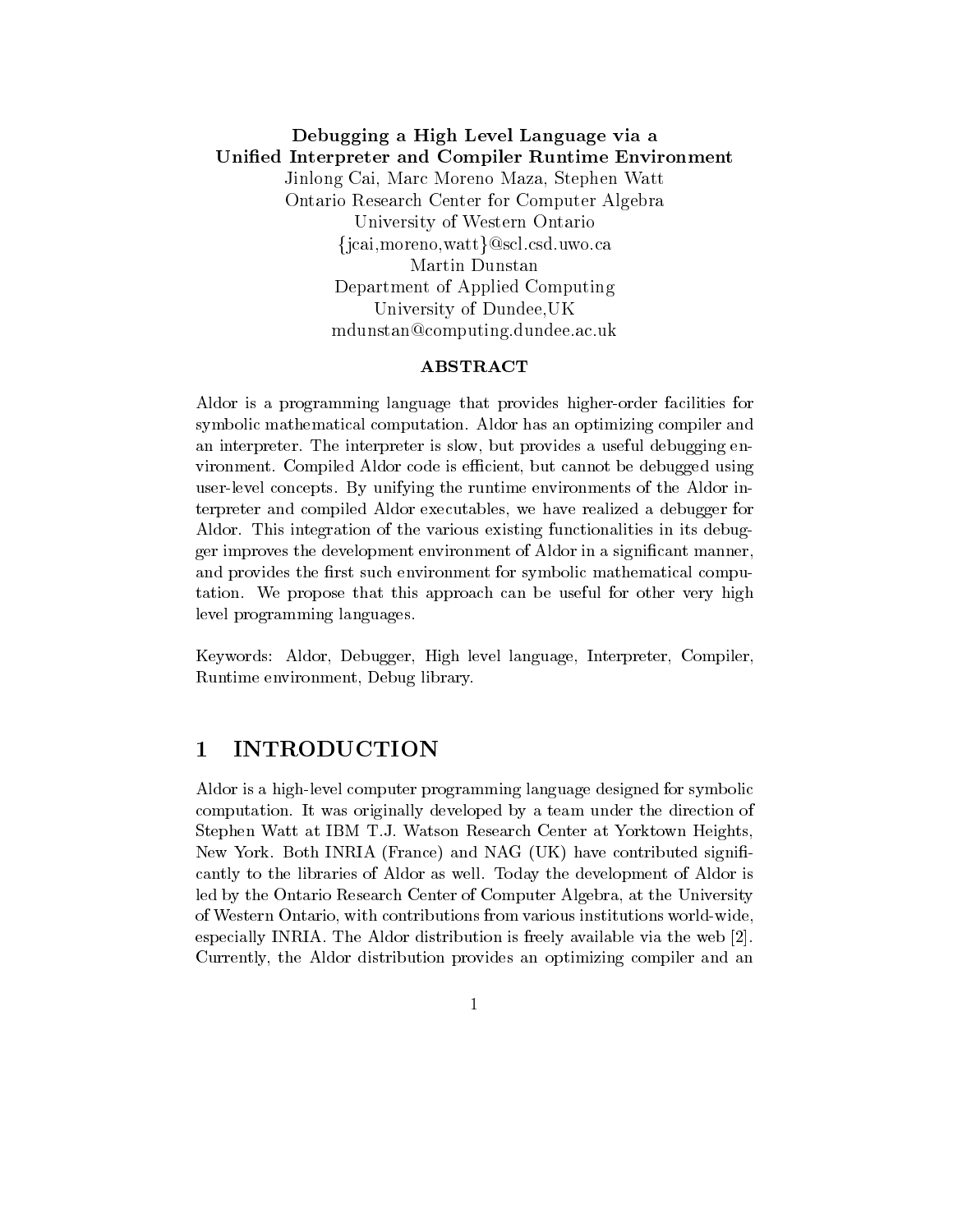# Debugging a High Level Language via a Unified Interpreter and Compiler Runtime Environment

Jinlong Cai, Marc Moreno Maza, Stephen Watt
Ontario Research Center for Computer Algebra
University of Western Ontario
{jcai,moreno,watt}@scl.csd.uwo.ca
Martin Dunstan
Department of Applied Computing
University of Dundee,UK
mdunstan@computing.dundee.ac.uk

### ABSTRACT

Aldor is a programming language that provides higher-order facilities for symbolic mathematical computation. Aldor has an optimizing compiler and an interpreter. The interpreter is slow, but provides a useful debugging environment. Compiled Aldor code is efficient, but cannot be debugged using user-level concepts. By unifying the runtime environments of the Aldor interpreter and compiled Aldor executables, we have realized a debugger for Aldor. This integration of the various existing functionalities in its debugger improves the development environment of Aldor in a significant manner, and provides the first such environment for symbolic mathematical computation. We propose that this approach can be useful for other very high level programming languages.

Keywords: Aldor, Debugger, High level language, Interpreter, Compiler, Runtime environment, Debug library.

## 1 INTRODUCTION

Aldor is a high-level computer programming language designed for symbolic computation. It was originally developed by a team under the direction of Stephen Watt at IBM T.J. Watson Research Center at Yorktown Heights, New York. Both INRIA (France) and NAG (UK) have contributed significantly to the libraries of Aldor as well. Today the development of Aldor is led by the Ontario Research Center of Computer Algebra, at the University of Western Ontario, with contributions from various institutions world-wide, especially INRIA. The Aldor distribution is freely available via the web [2]. Currently, the Aldor distribution provides an optimizing compiler and an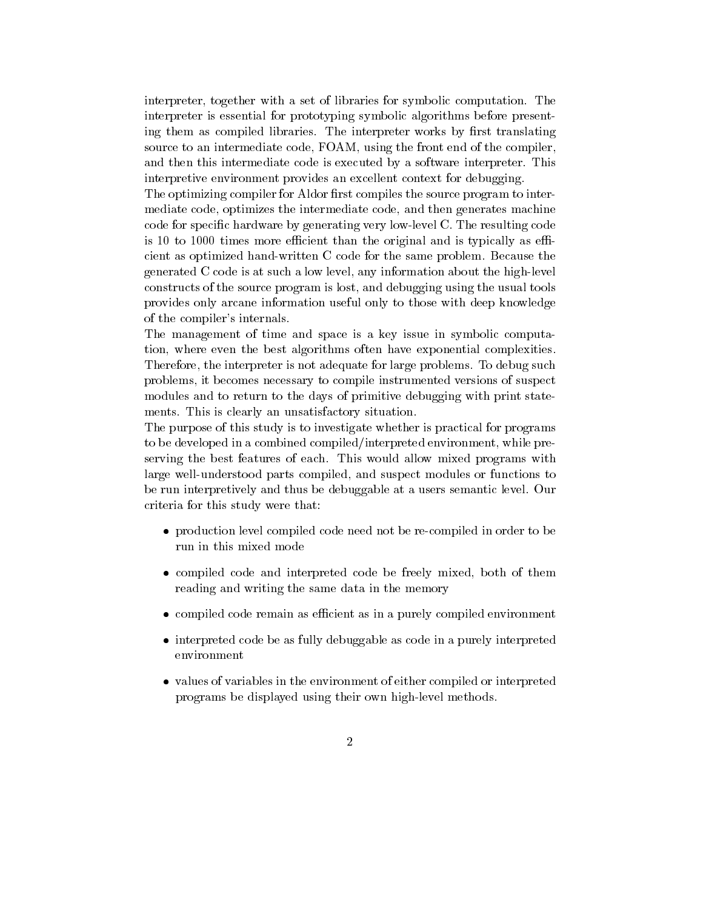interpreter, together with a set of libraries for symbolic computation. The interpreter is essential for prototyping symbolic algorithms before presenting them as compiled libraries. The interpreter works by first translating source to an intermediate code, FOAM, using the front end of the compiler, and then this intermediate code is executed by a software interpreter. This interpretive environment provides an excellent context for debugging.

The optimizing compiler for Aldor first compiles the source program to intermediate code, optimizes the intermediate code, and then generates machine code for specific hardware by generating very low-level C. The resulting code is 10 to 1000 times more efficient than the original and is typically as efficient as optimized hand-written C code for the same problem. Because the generated C code is at such a low level, any information about the high-level constructs of the source program is lost, and debugging using the usual tools provides only arcane information useful only to those with deep knowledge of the compiler's internals.

The management of time and space is a key issue in symbolic computation, where even the best algorithms often have exponential complexities. Therefore, the interpreter is not adequate for large problems. To debug such problems, it becomes necessary to compile instrumented versions of suspect modules and to return to the days of primitive debugging with print statements. This is clearly an unsatisfactory situation.

The purpose of this study is to investigate whether is practical for programs to be developed in a combined compiled/interpreted environment, while preserving the best features of each. This would allow mixed programs with large well-understood parts compiled, and suspect modules or functions to be run interpretively and thus be debuggable at a users semantic level. Our criteria for this study were that:

- production level compiled code need not be re-compiled in order to be run in this mixed mode
- compiled code and interpreted code be freely mixed, both of them reading and writing the same data in the memory
- compiled code remain as efficient as in a purely compiled environment
- interpreted code be as fully debuggable as code in a purely interpreted environment
- values of variables in the environment of either compiled or interpreted programs be displayed using their own high-level methods.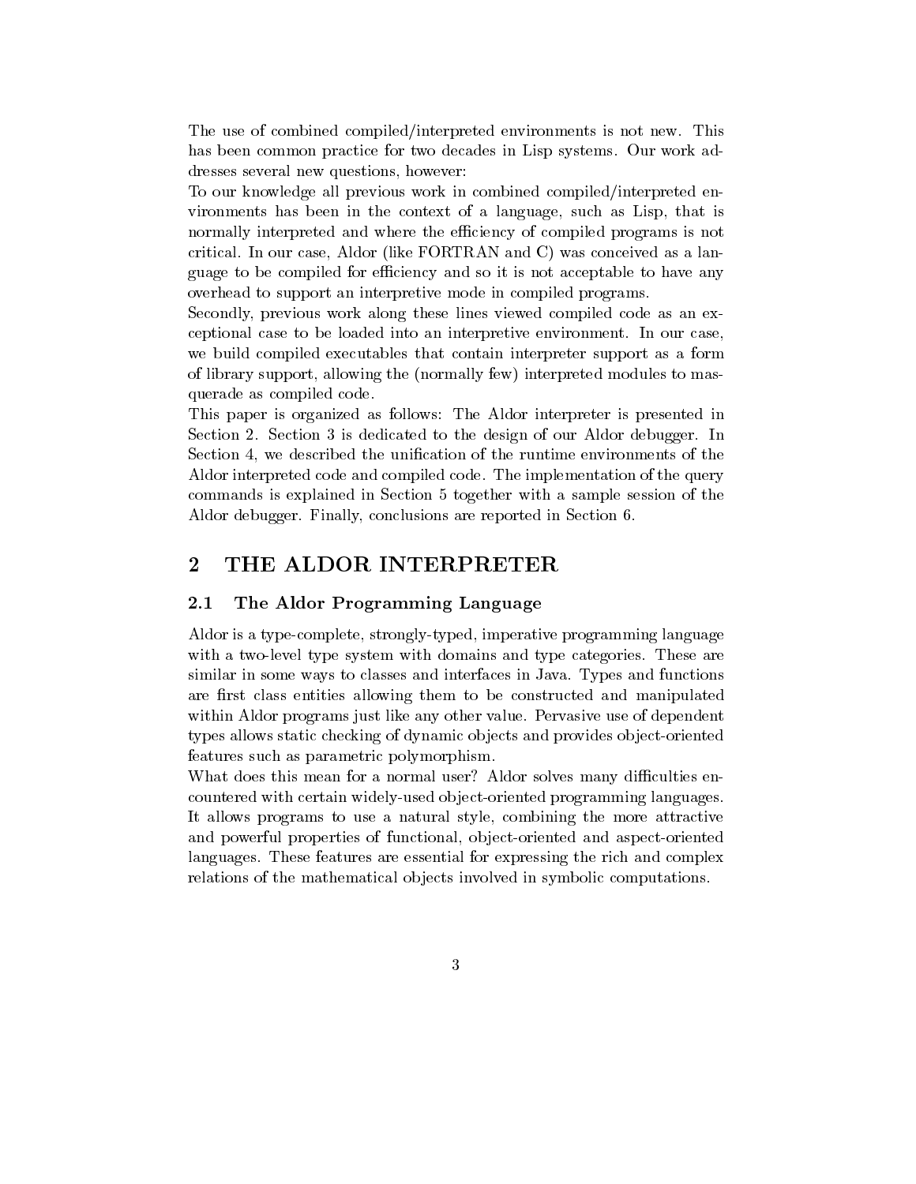The use of combined compiled/interpreted environments is not new. This has been common practice for two decades in Lisp systems. Our work addresses several new questions, however:

To our knowledge all previous work in combined compiled/interpreted environments has been in the context of a language, such as Lisp, that is normally interpreted and where the efficiency of compiled programs is not critical. In our case, Aldor (like FORTRAN and C) was conceived as a language to be compiled for efficiency and so it is not acceptable to have any overhead to support an interpretive mode in compiled programs.

Secondly, previous work along these lines viewed compiled code as an exceptional case to be loaded into an interpretive environment. In our case, we build compiled executables that contain interpreter support as a form of library support, allowing the (normally few) interpreted modules to masquerade as compiled code.

This paper is organized as follows: The Aldor interpreter is presented in Section 2. Section 3 is dedicated to the design of our Aldor debugger. In Section 4, we described the unification of the runtime environments of the Aldor interpreted code and compiled code. The implementation of the query commands is explained in Section 5 together with a sample session of the Aldor debugger. Finally, conclusions are reported in Section 6.

## 2 THE ALDOR INTERPRETER

### 2.1 The Aldor Programming Language

Aldor is a type-complete, strongly-typed, imperative programming language with a two-level type system with domains and type categories. These are similar in some ways to classes and interfaces in Java. Types and functions are first class entities allowing them to be constructed and manipulated within Aldor programs just like any other value. Pervasive use of dependent types allows static checking of dynamic objects and provides object-oriented features such as parametric polymorphism.

What does this mean for a normal user? Aldor solves many difficulties encountered with certain widely-used object-oriented programming languages. It allows programs to use a natural style, combining the more attractive and powerful properties of functional, object-oriented and aspect-oriented languages. These features are essential for expressing the rich and complex relations of the mathematical objects involved in symbolic computations.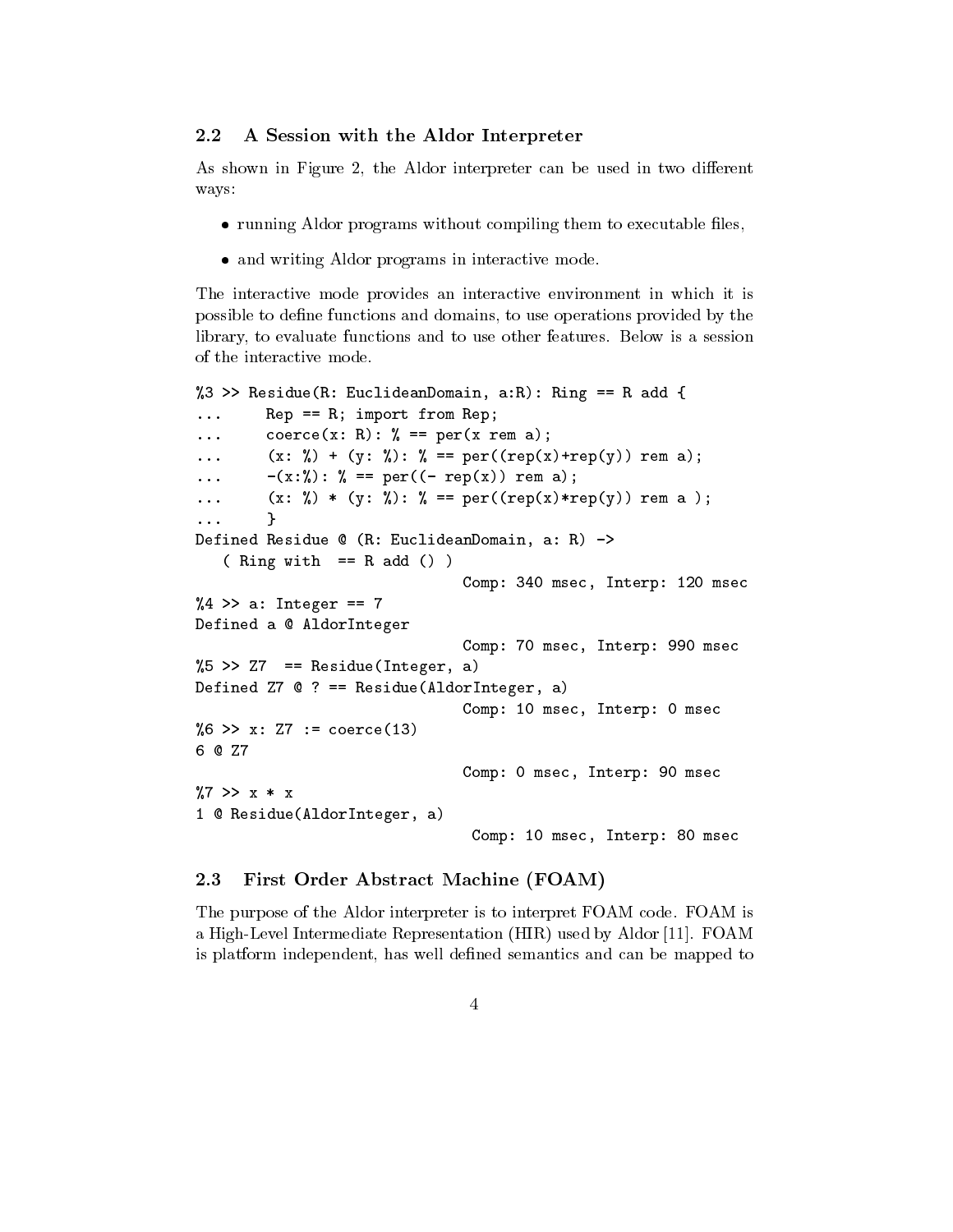## 2.2 A Session with the Aldor Interpreter

As shown in Figure 2, the Aldor interpreter can be used in two different ways:

- running Aldor programs without compiling them to executable files,
- and writing Aldor programs in interactive mode.

The interactive mode provides an interactive environment in which it is possible to define functions and domains, to use operations provided by the library, to evaluate functions and to use other features. Below is a session of the interactive mode.

```
%3 >> Residue(R: EuclideanDomain, a:R): Ring == R add {
...      Rep == R; import from Rep;
...      coerce(x: R): % == per(x rem a);
...      (x: %) + (y: %): % == per((rep(x)+rep(y)) rem a);
...      -(x:%): % == per((- rep(x)) rem a);
...      (x: %) * (y: %): % == per((rep(x)*rep(y)) rem a );
...      }
Defined Residue @ (R: EuclideanDomain, a: R) ->
   ( Ring with  == R add () )
                                Comp: 340 msec, Interp: 120 msec
%4 >> a: Integer == 7
Defined a @ AldorInteger
                                Comp: 70 msec, Interp: 990 msec
%5 >> Z7  == Residue(Integer, a)
Defined Z7 @ ? == Residue(AldorInteger, a)
                                Comp: 10 msec, Interp: 0 msec
%6 >> x: Z7 := coerce(13)
6 @ Z7
                                Comp: 0 msec, Interp: 90 msec
%7 >> x * x
1 @ Residue(AldorInteger, a)
                                 Comp: 10 msec, Interp: 80 msec
```

## 2.3 First Order Abstract Machine (FOAM)

The purpose of the Aldor interpreter is to interpret FOAM code. FOAM is a High-Level Intermediate Representation (HIR) used by Aldor [11]. FOAM is platform independent, has well defined semantics and can be mapped to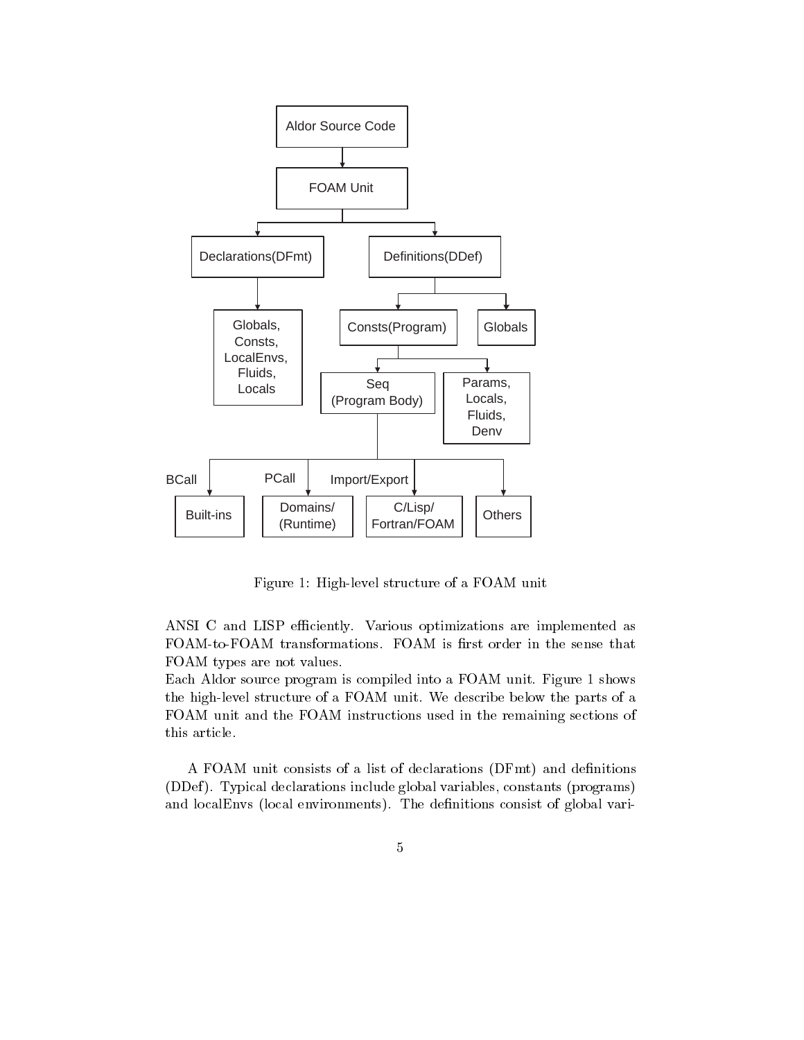Figure 1: High-level structure of a FOAM unit

ANSI C and LISP efficiently. Various optimizations are implemented as FOAM-to-FOAM transformations. FOAM is first order in the sense that FOAM types are not values.
Each Aldor source program is compiled into a FOAM unit. Figure 1 shows the high-level structure of a FOAM unit. We describe below the parts of a FOAM unit and the FOAM instructions used in the remaining sections of this article.

A FOAM unit consists of a list of declarations (DFmt) and definitions (DDef). Typical declarations include global variables, constants (programs) and localEnvs (local environments). The definitions consist of global vari-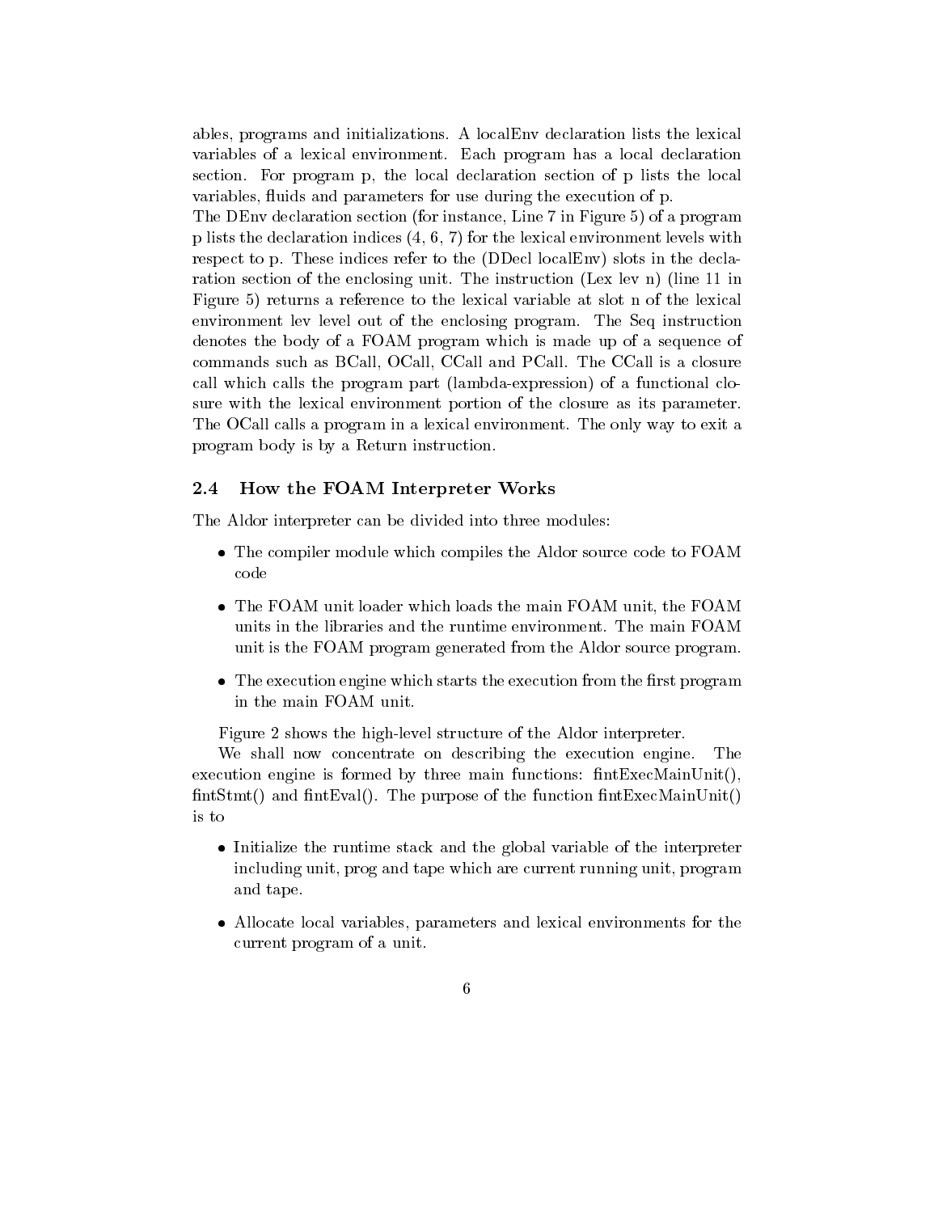ables, programs and initializations. A localEnv declaration lists the lexical variables of a lexical environment. Each program has a local declaration section. For program p, the local declaration section of p lists the local variables, fluids and parameters for use during the execution of p.

The DEnv declaration section (for instance, Line 7 in Figure 5) of a program p lists the declaration indices (4, 6, 7) for the lexical environment levels with respect to p. These indices refer to the (DDecl localEnv) slots in the declaration section of the enclosing unit. The instruction (Lex lev n) (line 11 in Figure 5) returns a reference to the lexical variable at slot n of the lexical environment lev level out of the enclosing program. The Seq instruction denotes the body of a FOAM program which is made up of a sequence of commands such as BCall, OCall, CCall and PCall. The CCall is a closure call which calls the program part (lambda-expression) of a functional closure with the lexical environment portion of the closure as its parameter. The OCall calls a program in a lexical environment. The only way to exit a program body is by a Return instruction.

### 2.4 How the FOAM Interpreter Works

The Aldor interpreter can be divided into three modules:

- The compiler module which compiles the Aldor source code to FOAM code
- The FOAM unit loader which loads the main FOAM unit, the FOAM units in the libraries and the runtime environment. The main FOAM unit is the FOAM program generated from the Aldor source program.
- The execution engine which starts the execution from the first program in the main FOAM unit.

Figure 2 shows the high-level structure of the Aldor interpreter.

We shall now concentrate on describing the execution engine. The execution engine is formed by three main functions: fintExecMainUnit(), fintStmt() and fintEval(). The purpose of the function fintExecMainUnit() is to

- Initialize the runtime stack and the global variable of the interpreter including unit, prog and tape which are current running unit, program and tape.
- Allocate local variables, parameters and lexical environments for the current program of a unit.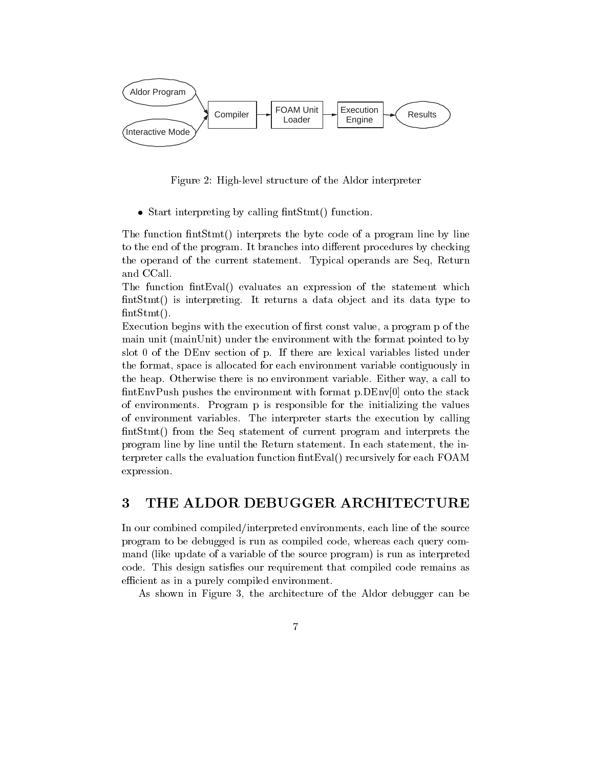Figure 2: High-level structure of the Aldor interpreter

- Start interpreting by calling fintStmt() function.

The function fintStmt() interprets the byte code of a program line by line to the end of the program. It branches into different procedures by checking the operand of the current statement. Typical operands are Seq, Return and CCall.
The function fintEval() evaluates an expression of the statement which fintStmt() is interpreting. It returns a data object and its data type to fintStmt().
Execution begins with the execution of first const value, a program p of the main unit (mainUnit) under the environment with the format pointed to by slot 0 of the DEnv section of p. If there are lexical variables listed under the format, space is allocated for each environment variable contiguously in the heap. Otherwise there is no environment variable. Either way, a call to fintEnvPush pushes the environment with format p.DEnv[0] onto the stack of environments. Program p is responsible for the initializing the values of environment variables. The interpreter starts the execution by calling fintStmt() from the Seq statement of current program and interprets the program line by line until the Return statement. In each statement, the interpreter calls the evaluation function fintEval() recursively for each FOAM expression.

# 3 THE ALDOR DEBUGGER ARCHITECTURE

In our combined compiled/interpreted environments, each line of the source program to be debugged is run as compiled code, whereas each query command (like update of a variable of the source program) is run as interpreted code. This design satisfies our requirement that compiled code remains as efficient as in a purely compiled environment.

As shown in Figure 3, the architecture of the Aldor debugger can be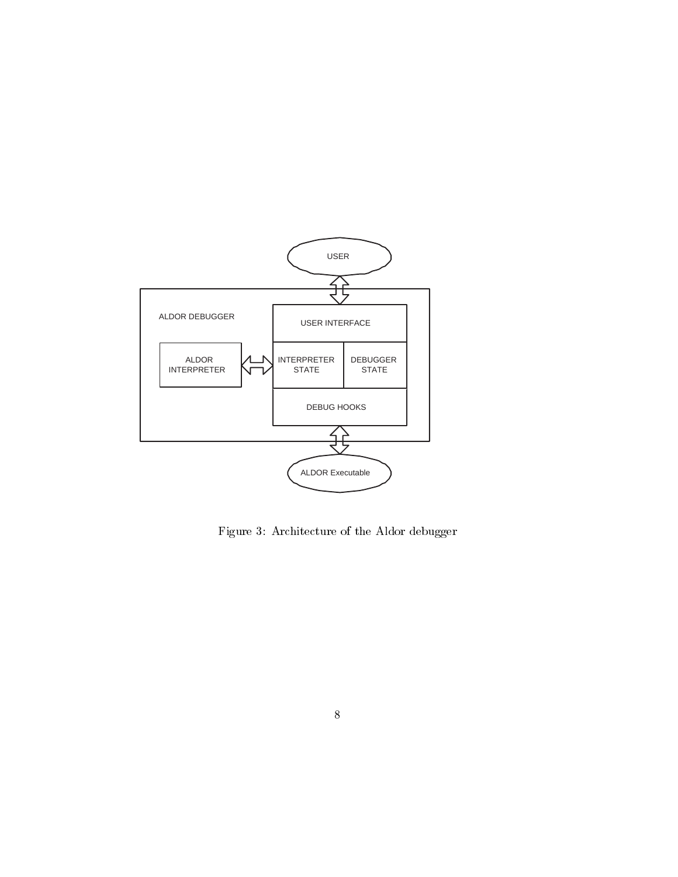Figure 3: Architecture of the Aldor debugger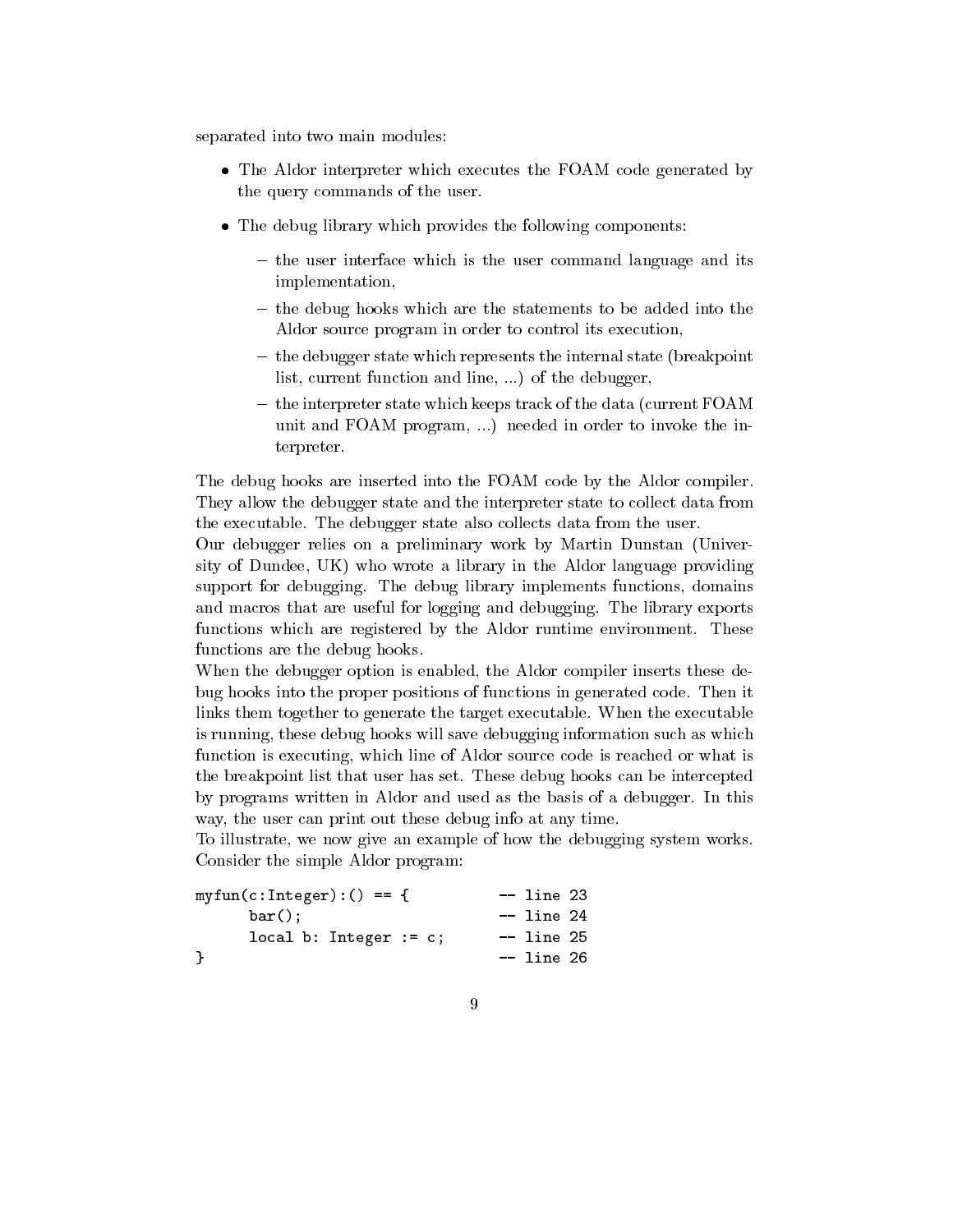separated into two main modules:

- The Aldor interpreter which executes the FOAM code generated by the query commands of the user.
- The debug library which provides the following components:
  - the user interface which is the user command language and its implementation,
  - the debug hooks which are the statements to be added into the Aldor source program in order to control its execution,
  - the debugger state which represents the internal state (breakpoint list, current function and line, ...) of the debugger,
  - the interpreter state which keeps track of the data (current FOAM unit and FOAM program, ...) needed in order to invoke the interpreter.

The debug hooks are inserted into the FOAM code by the Aldor compiler. They allow the debugger state and the interpreter state to collect data from the executable. The debugger state also collects data from the user.

Our debugger relies on a preliminary work by Martin Dunstan (University of Dundee, UK) who wrote a library in the Aldor language providing support for debugging. The debug library implements functions, domains and macros that are useful for logging and debugging. The library exports functions which are registered by the Aldor runtime environment. These functions are the debug hooks.

When the debugger option is enabled, the Aldor compiler inserts these debug hooks into the proper positions of functions in generated code. Then it links them together to generate the target executable. When the executable is running, these debug hooks will save debugging information such as which function is executing, which line of Aldor source code is reached or what is the breakpoint list that user has set. These debug hooks can be intercepted by programs written in Aldor and used as the basis of a debugger. In this way, the user can print out these debug info at any time.

To illustrate, we now give an example of how the debugging system works. Consider the simple Aldor program:

```
myfun(c:Integer):() == {          -- line 23
      bar();                      -- line 24
      local b: Integer := c;      -- line 25
}                                 -- line 26
```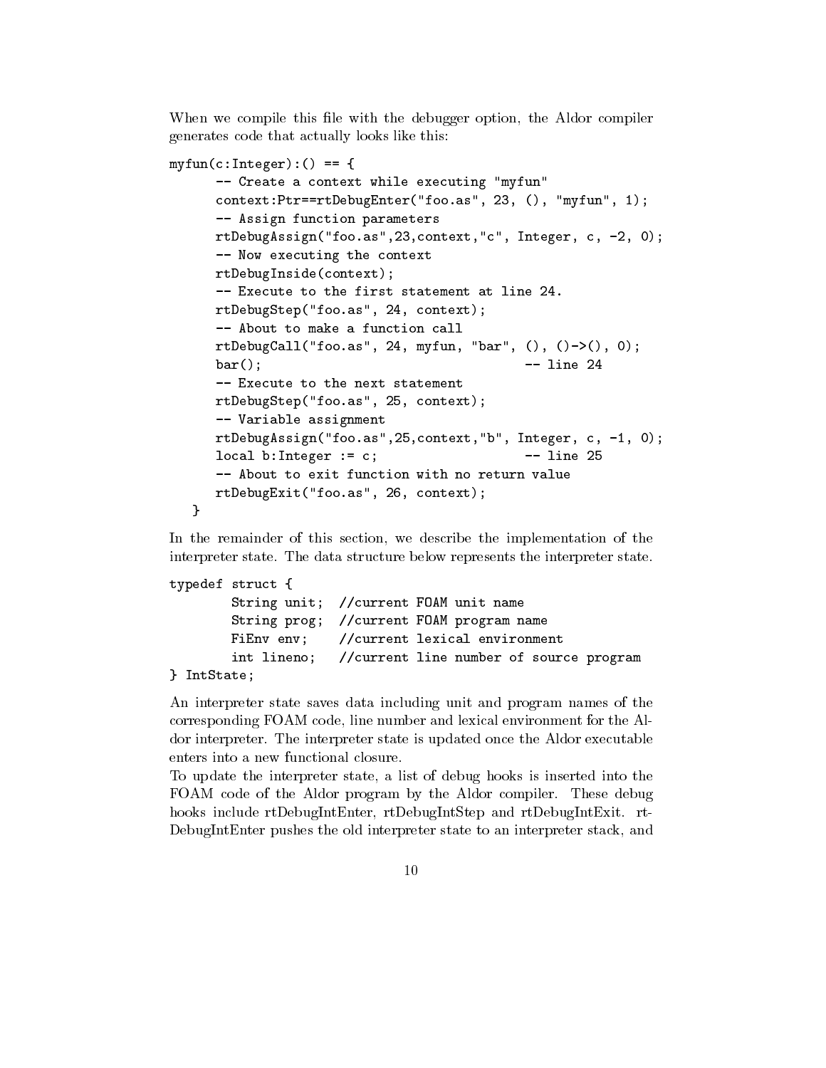When we compile this file with the debugger option, the Aldor compiler generates code that actually looks like this:

```
myfun(c:Integer):() == {
      -- Create a context while executing "myfun"
      context:Ptr==rtDebugEnter("foo.as", 23, (), "myfun", 1);
      -- Assign function parameters
      rtDebugAssign("foo.as",23,context,"c", Integer, c, -2, 0);
      -- Now executing the context
      rtDebugInside(context);
      -- Execute to the first statement at line 24.
      rtDebugStep("foo.as", 24, context);
      -- About to make a function call
      rtDebugCall("foo.as", 24, myfun, "bar", (), ()->(), 0);
      bar();                                  -- line 24
      -- Execute to the next statement
      rtDebugStep("foo.as", 25, context);
      -- Variable assignment
      rtDebugAssign("foo.as",25,context,"b", Integer, c, -1, 0);
      local b:Integer := c;                   -- line 25
      -- About to exit function with no return value
      rtDebugExit("foo.as", 26, context);
   }
```

In the remainder of this section, we describe the implementation of the interpreter state. The data structure below represents the interpreter state.

```
typedef struct {
        String unit;  //current FOAM unit name
        String prog;  //current FOAM program name
        FiEnv env;    //current lexical environment
        int lineno;   //current line number of source program
} IntState;
```

An interpreter state saves data including unit and program names of the corresponding FOAM code, line number and lexical environment for the Aldor interpreter. The interpreter state is updated once the Aldor executable enters into a new functional closure.

To update the interpreter state, a list of debug hooks is inserted into the FOAM code of the Aldor program by the Aldor compiler. These debug hooks include rtDebugIntEnter, rtDebugIntStep and rtDebugIntExit. rtDebugIntEnter pushes the old interpreter state to an interpreter stack, and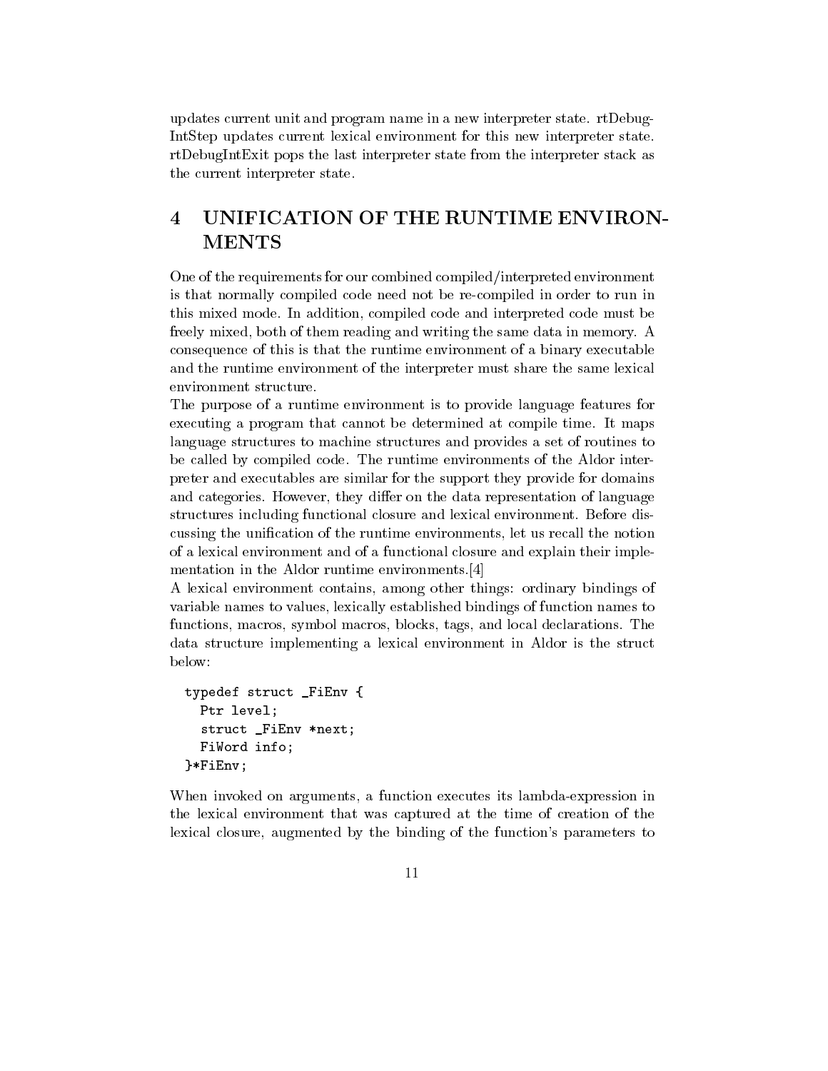updates current unit and program name in a new interpreter state. rtDebugIntStep updates current lexical environment for this new interpreter state. rtDebugIntExit pops the last interpreter state from the interpreter stack as the current interpreter state.

# 4 UNIFICATION OF THE RUNTIME ENVIRONMENTS

One of the requirements for our combined compiled/interpreted environment is that normally compiled code need not be re-compiled in order to run in this mixed mode. In addition, compiled code and interpreted code must be freely mixed, both of them reading and writing the same data in memory. A consequence of this is that the runtime environment of a binary executable and the runtime environment of the interpreter must share the same lexical environment structure.

The purpose of a runtime environment is to provide language features for executing a program that cannot be determined at compile time. It maps language structures to machine structures and provides a set of routines to be called by compiled code. The runtime environments of the Aldor interpreter and executables are similar for the support they provide for domains and categories. However, they differ on the data representation of language structures including functional closure and lexical environment. Before discussing the unification of the runtime environments, let us recall the notion of a lexical environment and of a functional closure and explain their implementation in the Aldor runtime environments.[4]

A lexical environment contains, among other things: ordinary bindings of variable names to values, lexically established bindings of function names to functions, macros, symbol macros, blocks, tags, and local declarations. The data structure implementing a lexical environment in Aldor is the struct below:

```
typedef struct _FiEnv {
  Ptr level;
  struct _FiEnv *next;
  FiWord info;
}*FiEnv;
```

When invoked on arguments, a function executes its lambda-expression in the lexical environment that was captured at the time of creation of the lexical closure, augmented by the binding of the function's parameters to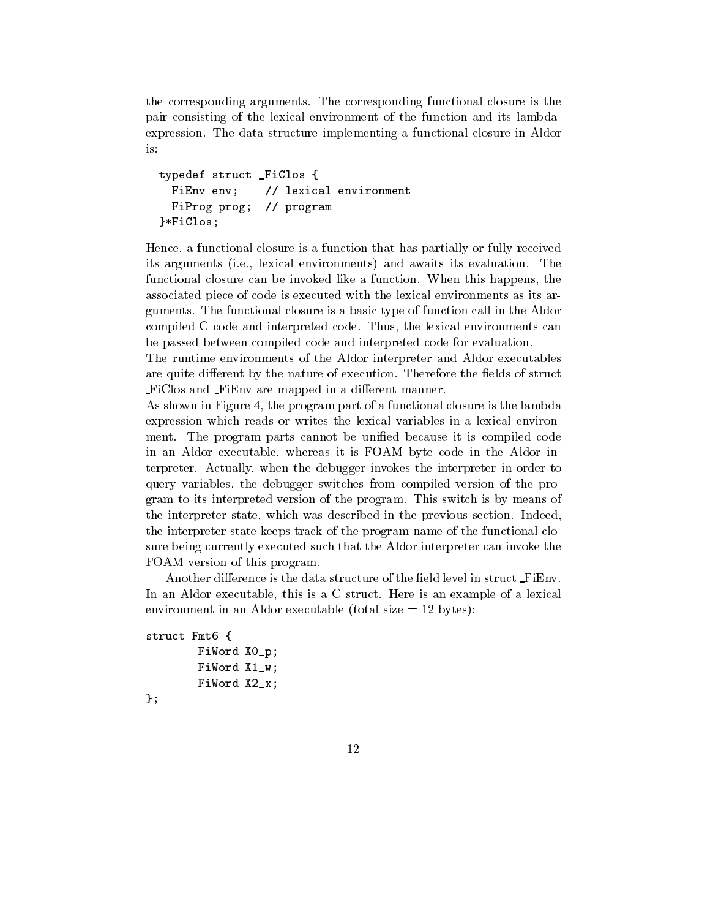the corresponding arguments. The corresponding functional closure is the pair consisting of the lexical environment of the function and its lambda-expression. The data structure implementing a functional closure in Aldor is:

```
typedef struct _FiClos {
  FiEnv env;    // lexical environment
  FiProg prog;  // program
}*FiClos;
```

Hence, a functional closure is a function that has partially or fully received its arguments (i.e., lexical environments) and awaits its evaluation. The functional closure can be invoked like a function. When this happens, the associated piece of code is executed with the lexical environments as its arguments. The functional closure is a basic type of function call in the Aldor compiled C code and interpreted code. Thus, the lexical environments can be passed between compiled code and interpreted code for evaluation.

The runtime environments of the Aldor interpreter and Aldor executables are quite different by the nature of execution. Therefore the fields of struct _FiClos and _FiEnv are mapped in a different manner.

As shown in Figure 4, the program part of a functional closure is the lambda expression which reads or writes the lexical variables in a lexical environment. The program parts cannot be unified because it is compiled code in an Aldor executable, whereas it is FOAM byte code in the Aldor interpreter. Actually, when the debugger invokes the interpreter in order to query variables, the debugger switches from compiled version of the program to its interpreted version of the program. This switch is by means of the interpreter state, which was described in the previous section. Indeed, the interpreter state keeps track of the program name of the functional closure being currently executed such that the Aldor interpreter can invoke the FOAM version of this program.

Another difference is the data structure of the field level in struct _FiEnv. In an Aldor executable, this is a C struct. Here is an example of a lexical environment in an Aldor executable (total size = 12 bytes):

```
struct Fmt6 {
        FiWord X0_p;
        FiWord X1_w;
        FiWord X2_x;
};
```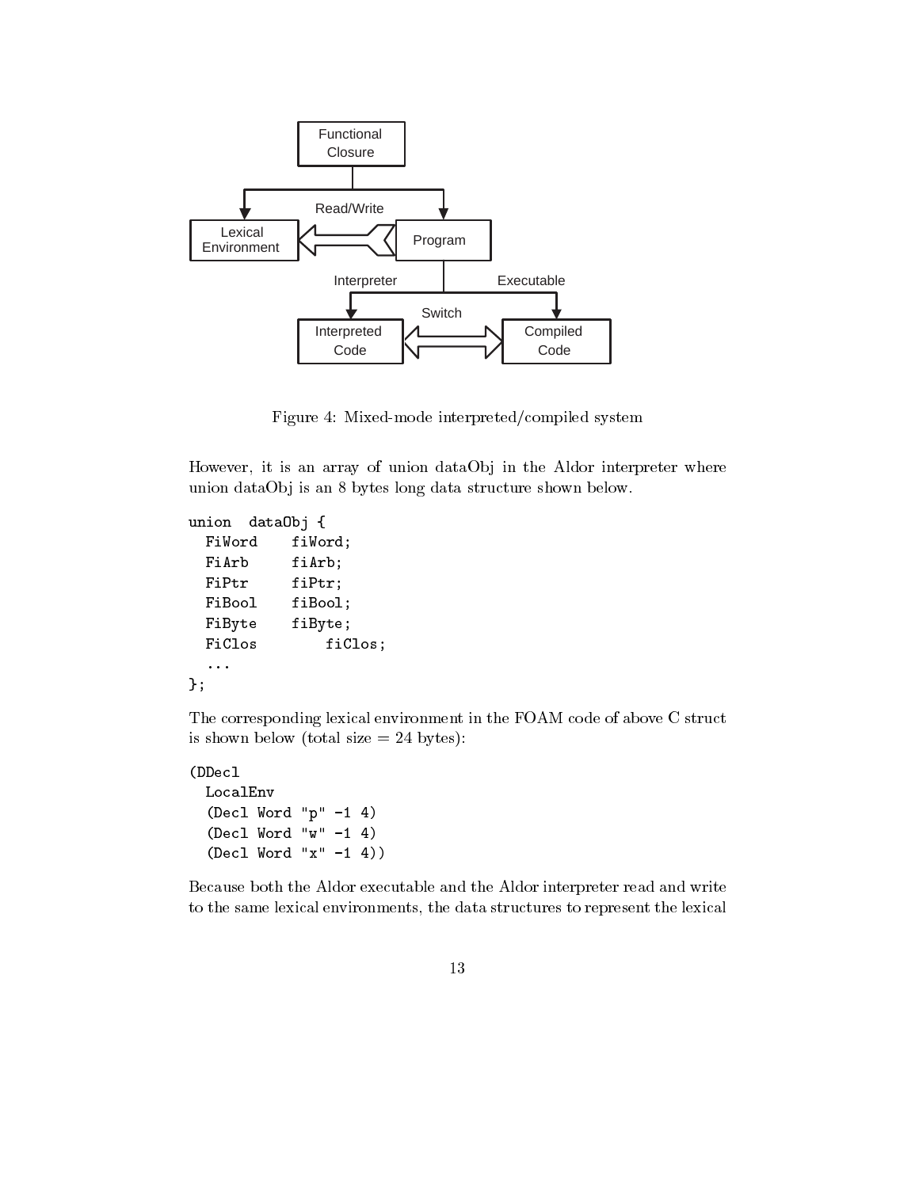Figure 4: Mixed-mode interpreted/compiled system

However, it is an array of union dataObj in the Aldor interpreter where union dataObj is an 8 bytes long data structure shown below.

```
union  dataObj {
  FiWord    fiWord;
  FiArb     fiArb;
  FiPtr     fiPtr;
  FiBool    fiBool;
  FiByte    fiByte;
  FiClos        fiClos;
  ...
};
```

The corresponding lexical environment in the FOAM code of above C struct is shown below (total size = 24 bytes):

```
(DDecl
  LocalEnv
  (Decl Word "p" -1 4)
  (Decl Word "w" -1 4)
  (Decl Word "x" -1 4))
```

Because both the Aldor executable and the Aldor interpreter read and write to the same lexical environments, the data structures to represent the lexical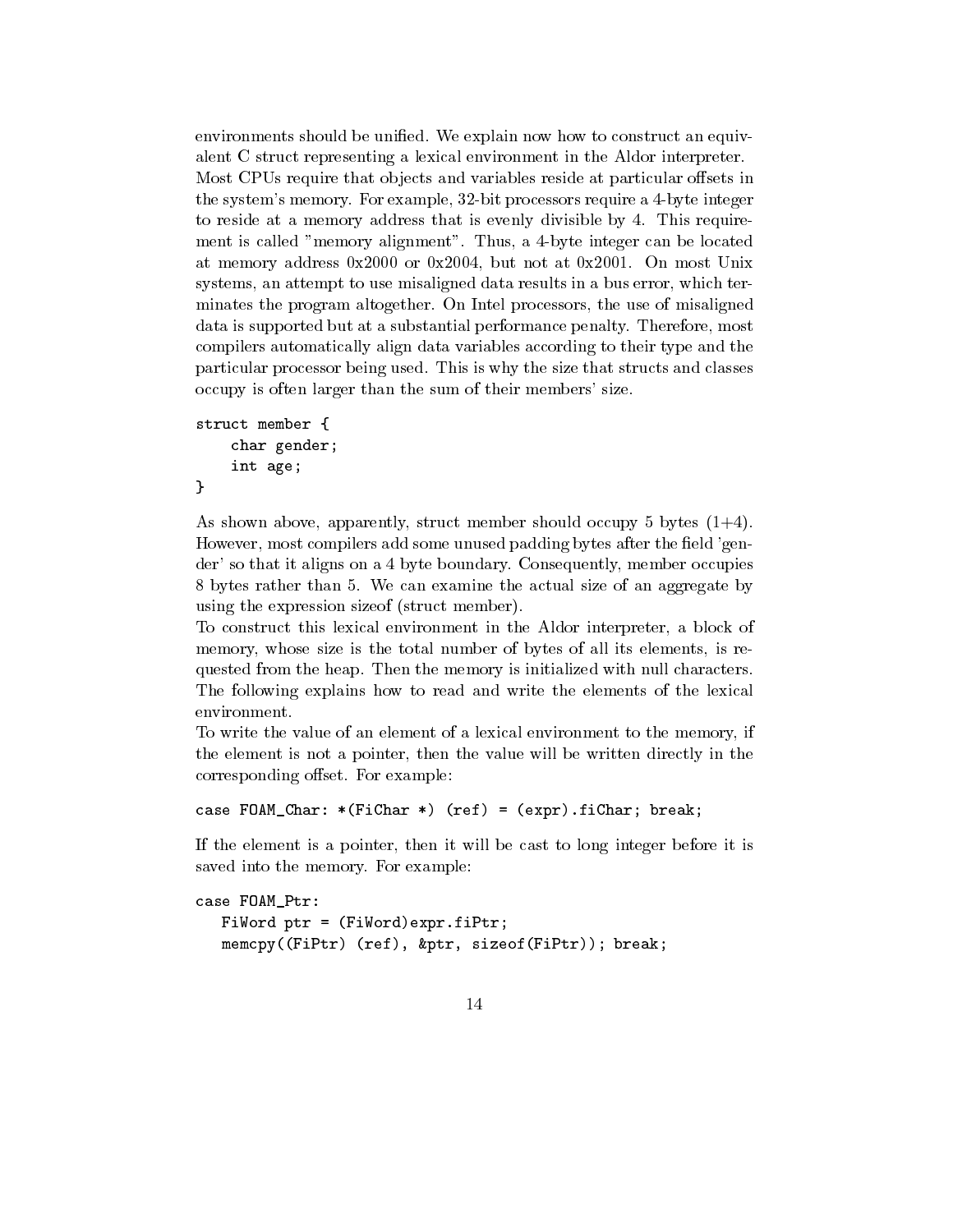environments should be unified. We explain now how to construct an equivalent C struct representing a lexical environment in the Aldor interpreter. Most CPUs require that objects and variables reside at particular offsets in the system's memory. For example, 32-bit processors require a 4-byte integer to reside at a memory address that is evenly divisible by 4. This requirement is called "memory alignment". Thus, a 4-byte integer can be located at memory address 0x2000 or 0x2004, but not at 0x2001. On most Unix systems, an attempt to use misaligned data results in a bus error, which terminates the program altogether. On Intel processors, the use of misaligned data is supported but at a substantial performance penalty. Therefore, most compilers automatically align data variables according to their type and the particular processor being used. This is why the size that structs and classes occupy is often larger than the sum of their members' size.

```
struct member {
    char gender;
    int age;
}
```

As shown above, apparently, struct member should occupy 5 bytes (1+4). However, most compilers add some unused padding bytes after the field 'gender' so that it aligns on a 4 byte boundary. Consequently, member occupies 8 bytes rather than 5. We can examine the actual size of an aggregate by using the expression sizeof (struct member).

To construct this lexical environment in the Aldor interpreter, a block of memory, whose size is the total number of bytes of all its elements, is requested from the heap. Then the memory is initialized with null characters. The following explains how to read and write the elements of the lexical environment.

To write the value of an element of a lexical environment to the memory, if the element is not a pointer, then the value will be written directly in the corresponding offset. For example:

```
case FOAM_Char: *(FiChar *) (ref) = (expr).fiChar; break;
```

If the element is a pointer, then it will be cast to long integer before it is saved into the memory. For example:

```
case FOAM_Ptr:
   FiWord ptr = (FiWord)expr.fiPtr;
   memcpy((FiPtr) (ref), &ptr, sizeof(FiPtr)); break;
```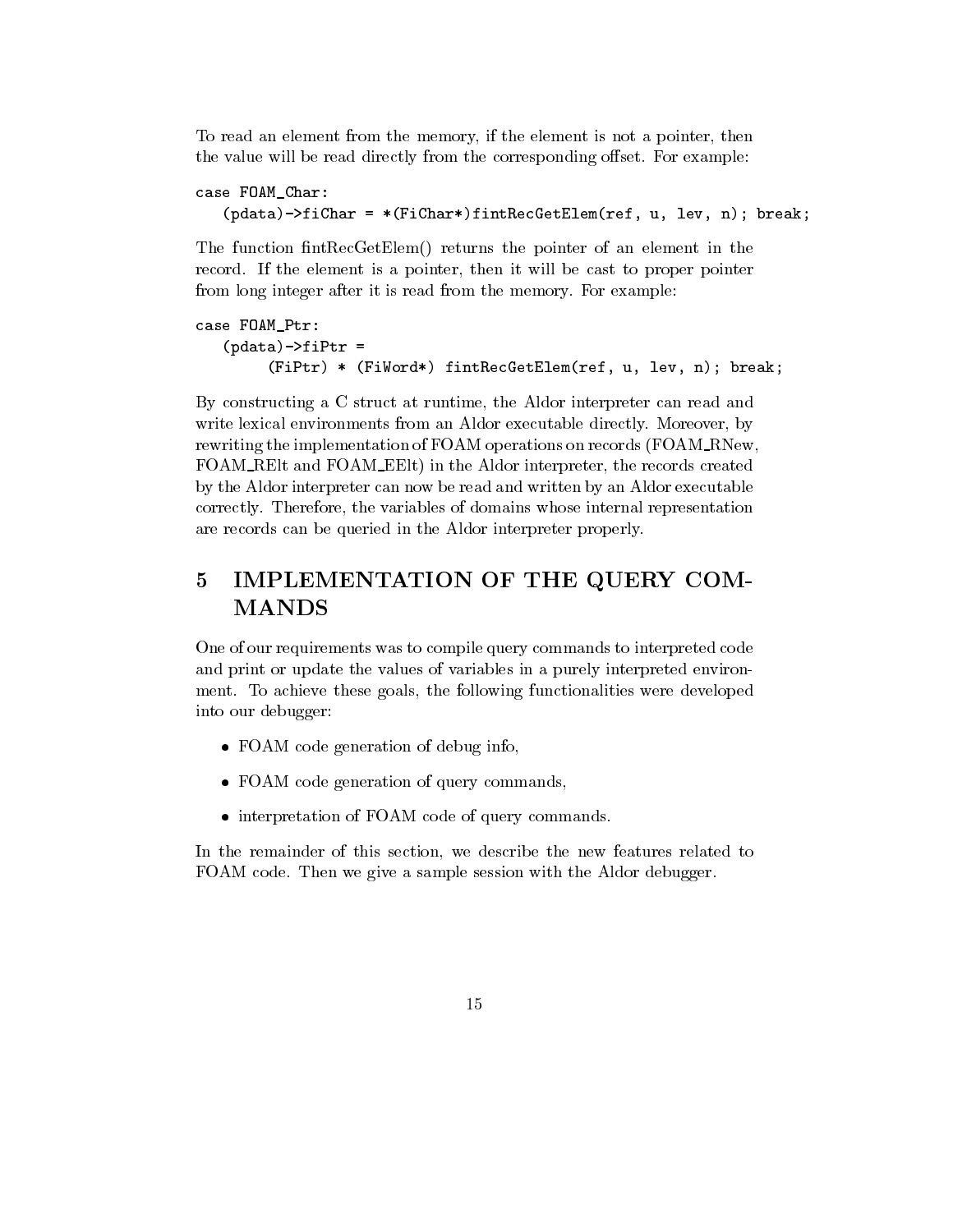To read an element from the memory, if the element is not a pointer, then the value will be read directly from the corresponding offset. For example:

```
case FOAM_Char:
   (pdata)->fiChar = *(FiChar*)fintRecGetElem(ref, u, lev, n); break;
```

The function fintRecGetElem() returns the pointer of an element in the record. If the element is a pointer, then it will be cast to proper pointer from long integer after it is read from the memory. For example:

```
case FOAM_Ptr:
   (pdata)->fiPtr =
        (FiPtr) * (FiWord*) fintRecGetElem(ref, u, lev, n); break;
```

By constructing a C struct at runtime, the Aldor interpreter can read and write lexical environments from an Aldor executable directly. Moreover, by rewriting the implementation of FOAM operations on records (FOAM_RNew, FOAM_RElt and FOAM_EElt) in the Aldor interpreter, the records created by the Aldor interpreter can now be read and written by an Aldor executable correctly. Therefore, the variables of domains whose internal representation are records can be queried in the Aldor interpreter properly.

# 5 IMPLEMENTATION OF THE QUERY COMMANDS

One of our requirements was to compile query commands to interpreted code and print or update the values of variables in a purely interpreted environment. To achieve these goals, the following functionalities were developed into our debugger:

- FOAM code generation of debug info,
- FOAM code generation of query commands,
- interpretation of FOAM code of query commands.

In the remainder of this section, we describe the new features related to FOAM code. Then we give a sample session with the Aldor debugger.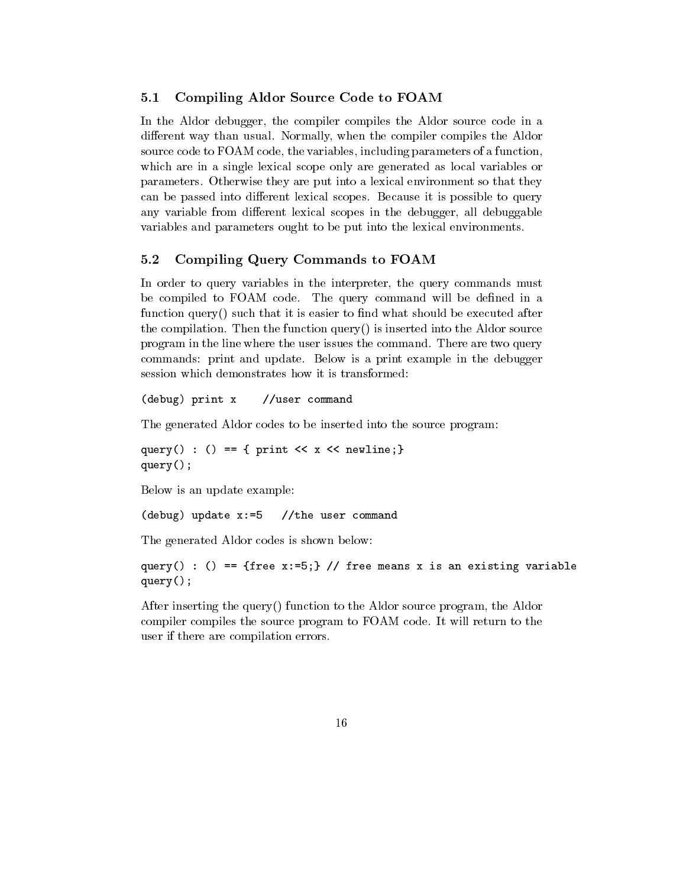## 5.1 Compiling Aldor Source Code to FOAM

In the Aldor debugger, the compiler compiles the Aldor source code in a different way than usual. Normally, when the compiler compiles the Aldor source code to FOAM code, the variables, including parameters of a function, which are in a single lexical scope only are generated as local variables or parameters. Otherwise they are put into a lexical environment so that they can be passed into different lexical scopes. Because it is possible to query any variable from different lexical scopes in the debugger, all debuggable variables and parameters ought to be put into the lexical environments.

## 5.2 Compiling Query Commands to FOAM

In order to query variables in the interpreter, the query commands must be compiled to FOAM code. The query command will be defined in a function query() such that it is easier to find what should be executed after the compilation. Then the function query() is inserted into the Aldor source program in the line where the user issues the command. There are two query commands: print and update. Below is a print example in the debugger session which demonstrates how it is transformed:

```
(debug) print x    //user command
```

The generated Aldor codes to be inserted into the source program:

```
query() : () == { print << x << newline;}
query();
```

Below is an update example:

```
(debug) update x:=5   //the user command
```

The generated Aldor codes is shown below:

```
query() : () == {free x:=5;} // free means x is an existing variable
query();
```

After inserting the query() function to the Aldor source program, the Aldor compiler compiles the source program to FOAM code. It will return to the user if there are compilation errors.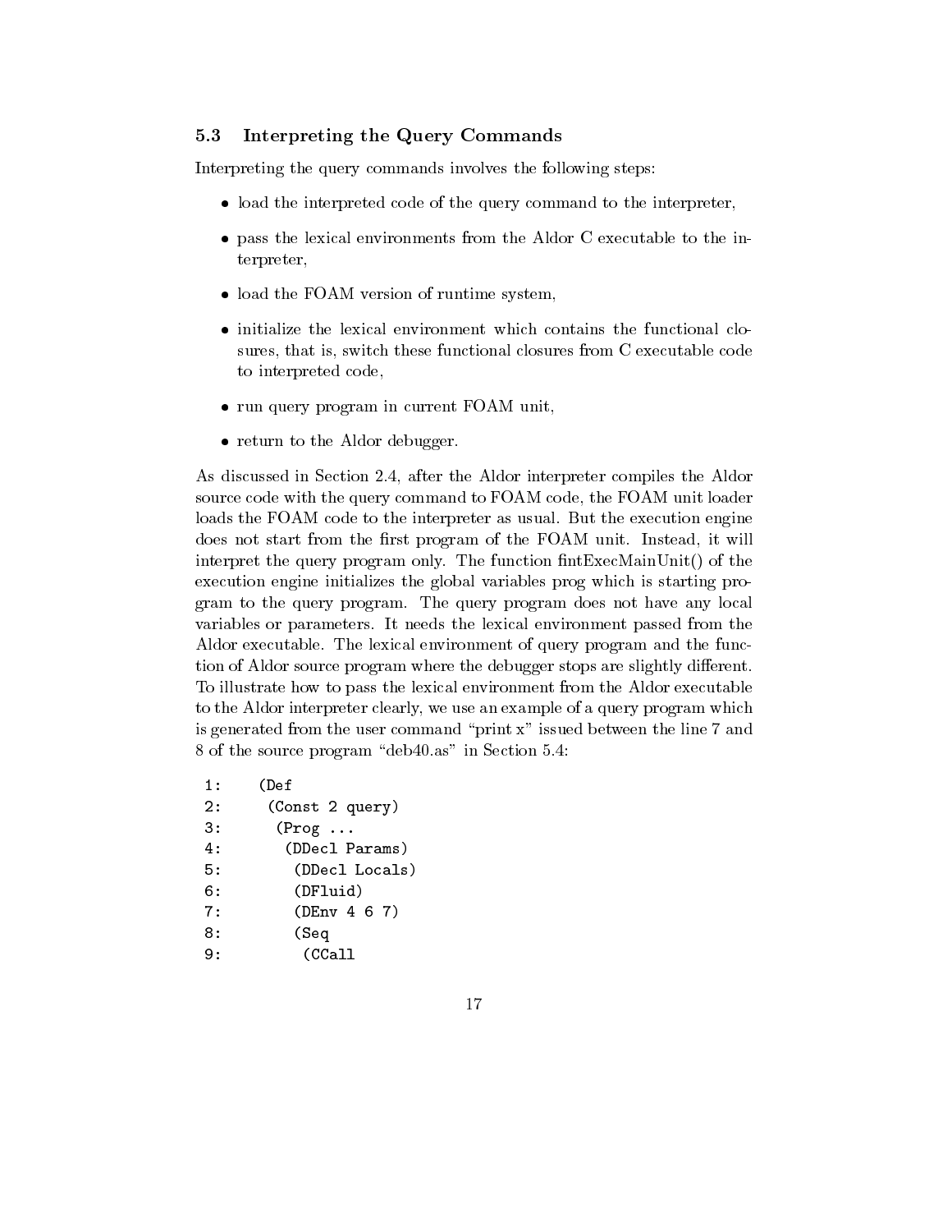### 5.3 Interpreting the Query Commands

Interpreting the query commands involves the following steps:

- load the interpreted code of the query command to the interpreter,
- pass the lexical environments from the Aldor C executable to the interpreter,
- load the FOAM version of runtime system,
- initialize the lexical environment which contains the functional closures, that is, switch these functional closures from C executable code to interpreted code,
- run query program in current FOAM unit,
- return to the Aldor debugger.

As discussed in Section 2.4, after the Aldor interpreter compiles the Aldor source code with the query command to FOAM code, the FOAM unit loader loads the FOAM code to the interpreter as usual. But the execution engine does not start from the first program of the FOAM unit. Instead, it will interpret the query program only. The function fintExecMainUnit() of the execution engine initializes the global variables prog which is starting program to the query program. The query program does not have any local variables or parameters. It needs the lexical environment passed from the Aldor executable. The lexical environment of query program and the function of Aldor source program where the debugger stops are slightly different. To illustrate how to pass the lexical environment from the Aldor executable to the Aldor interpreter clearly, we use an example of a query program which is generated from the user command "print x" issued between the line 7 and 8 of the source program "deb40.as" in Section 5.4:

```
 1:    (Def
 2:     (Const 2 query)
 3:      (Prog ...
 4:       (DDecl Params)
 5:        (DDecl Locals)
 6:        (DFluid)
 7:        (DEnv 4 6 7)
 8:        (Seq
 9:         (CCall
```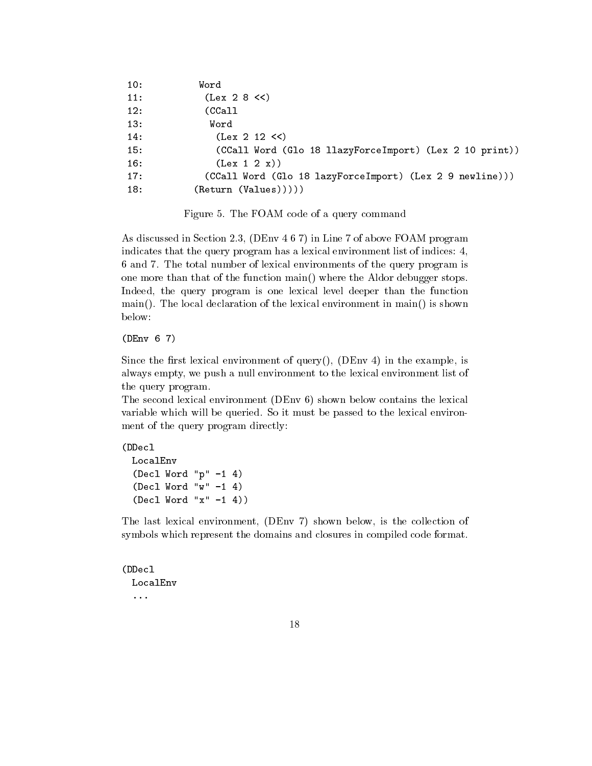```
10:          Word
11:           (Lex 2 8 <<)
12:           (CCall
13:            Word
14:             (Lex 2 12 <<)
15:             (CCall Word (Glo 18 llazyForceImport) (Lex 2 10 print))
16:             (Lex 1 2 x))
17:           (CCall Word (Glo 18 lazyForceImport) (Lex 2 9 newline)))
18:         (Return (Values)))))
```

Figure 5. The FOAM code of a query command

As discussed in Section 2.3, (DEnv 4 6 7) in Line 7 of above FOAM program indicates that the query program has a lexical environment list of indices: 4, 6 and 7. The total number of lexical environments of the query program is one more than that of the function main() where the Aldor debugger stops. Indeed, the query program is one lexical level deeper than the function main(). The local declaration of the lexical environment in main() is shown below:

```
(DEnv 6 7)
```

Since the first lexical environment of query(), (DEnv 4) in the example, is always empty, we push a null environment to the lexical environment list of the query program.

The second lexical environment (DEnv 6) shown below contains the lexical variable which will be queried. So it must be passed to the lexical environment of the query program directly:

```
(DDecl
  LocalEnv
  (Decl Word "p" -1 4)
  (Decl Word "w" -1 4)
  (Decl Word "x" -1 4))
```

The last lexical environment, (DEnv 7) shown below, is the collection of symbols which represent the domains and closures in compiled code format.

```
(DDecl
  LocalEnv
  ...
```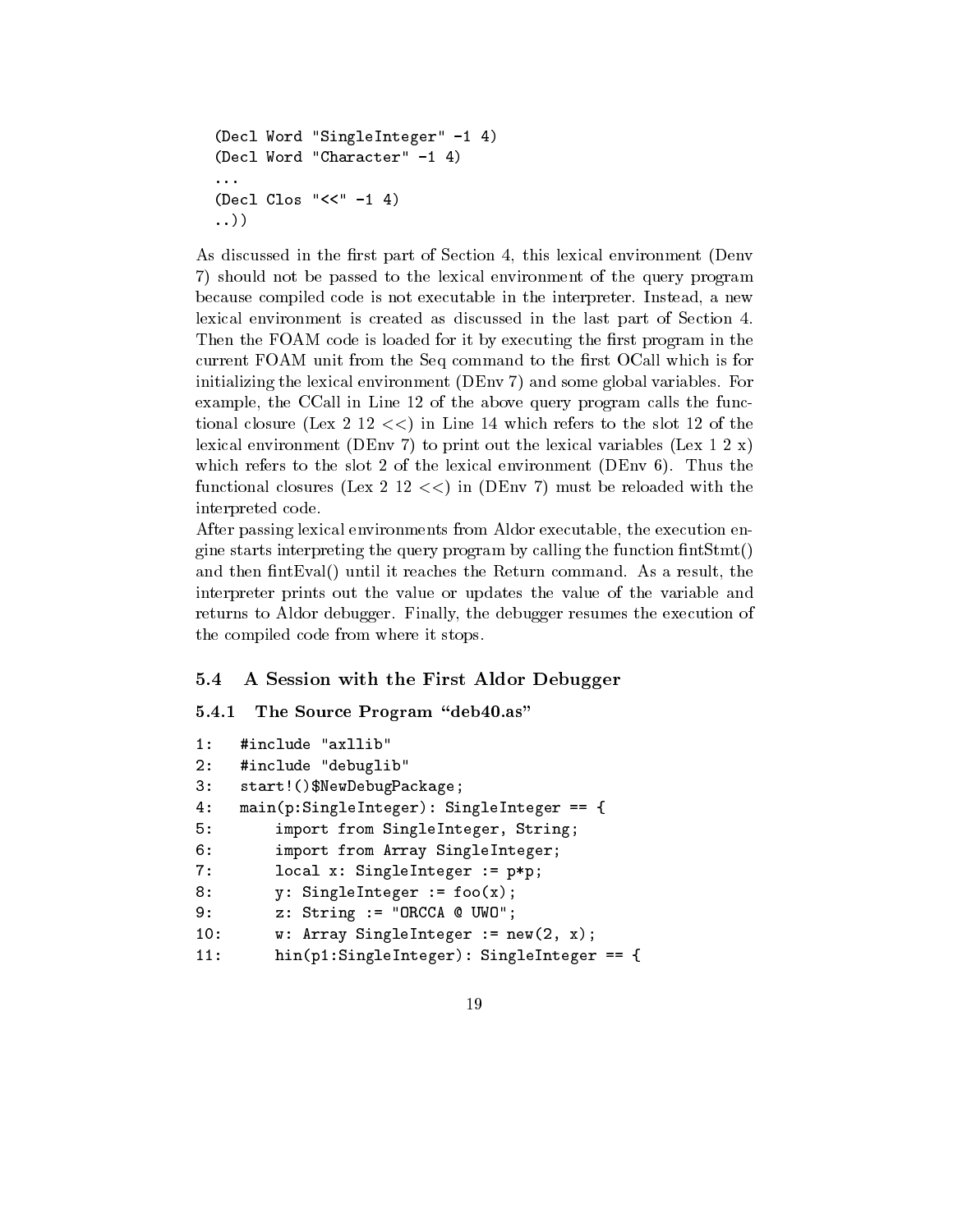```
(Decl Word "SingleInteger" -1 4)
(Decl Word "Character" -1 4)
...
(Decl Clos "<<" -1 4)
..))
```

As discussed in the first part of Section 4, this lexical environment (Denv 7) should not be passed to the lexical environment of the query program because compiled code is not executable in the interpreter. Instead, a new lexical environment is created as discussed in the last part of Section 4. Then the FOAM code is loaded for it by executing the first program in the current FOAM unit from the Seq command to the first OCall which is for initializing the lexical environment (DEnv 7) and some global variables. For example, the CCall in Line 12 of the above query program calls the functional closure (Lex 2 12 <<) in Line 14 which refers to the slot 12 of the lexical environment (DEnv 7) to print out the lexical variables (Lex 1 2 x) which refers to the slot 2 of the lexical environment (DEnv 6). Thus the functional closures (Lex 2 12 <<) in (DEnv 7) must be reloaded with the interpreted code.

After passing lexical environments from Aldor executable, the execution engine starts interpreting the query program by calling the function fintStmt() and then fintEval() until it reaches the Return command. As a result, the interpreter prints out the value or updates the value of the variable and returns to Aldor debugger. Finally, the debugger resumes the execution of the compiled code from where it stops.

## 5.4 A Session with the First Aldor Debugger

### 5.4.1 The Source Program "deb40.as"

```
1:   #include "axllib"
2:   #include "debuglib"
3:   start!()$NewDebugPackage;
4:   main(p:SingleInteger): SingleInteger == {
5:       import from SingleInteger, String;
6:       import from Array SingleInteger;
7:       local x: SingleInteger := p*p;
8:       y: SingleInteger := foo(x);
9:       z: String := "ORCCA @ UWO";
10:      w: Array SingleInteger := new(2, x);
11:      hin(p1:SingleInteger): SingleInteger == {
```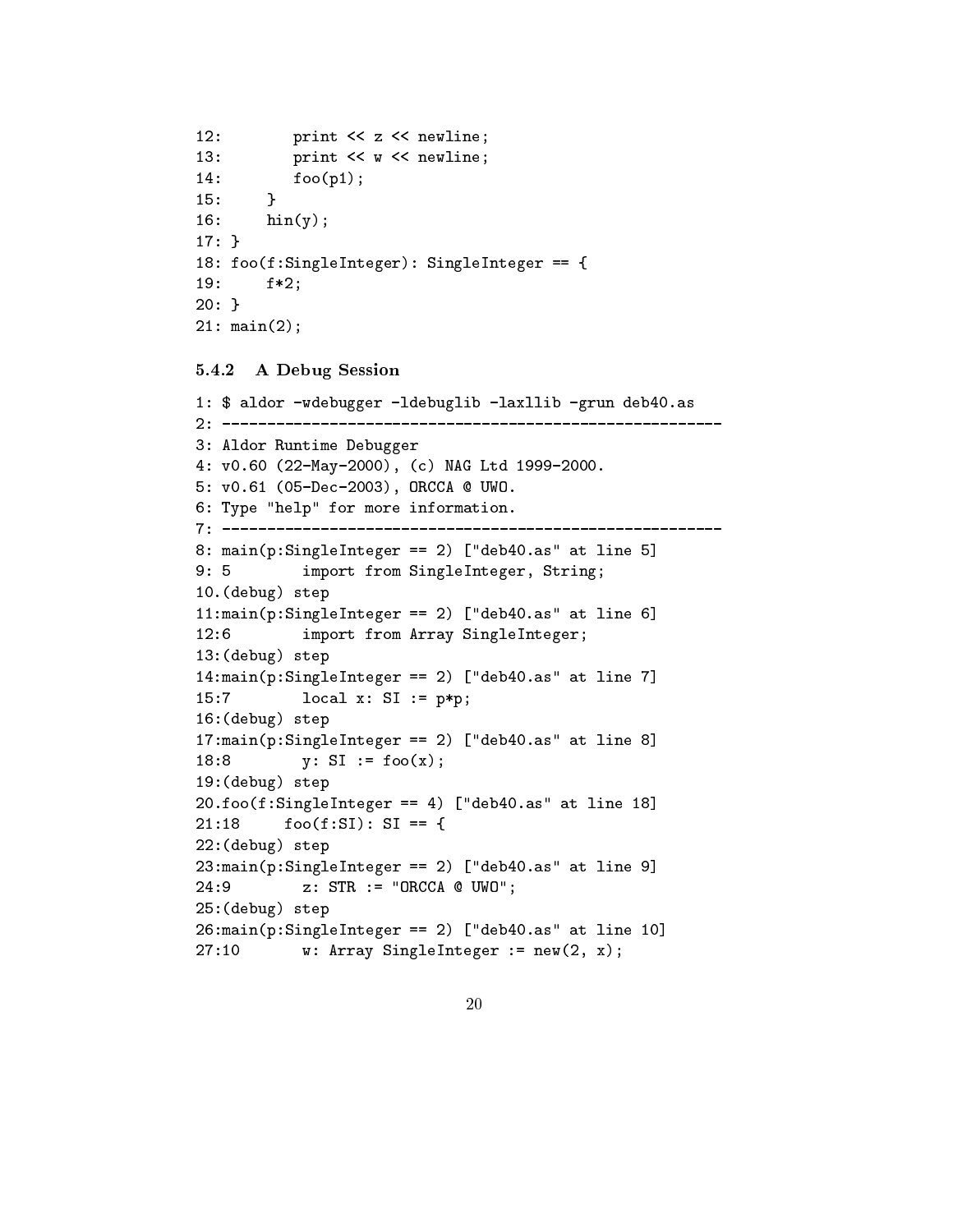```
12:        print << z << newline;
13:        print << w << newline;
14:        foo(p1);
15:     }
16:     hin(y);
17: }
18: foo(f:SingleInteger): SingleInteger == {
19:     f*2;
20: }
21: main(2);
```

### 5.4.2 A Debug Session

```
1: $ aldor -wdebugger -ldebuglib -laxllib -grun deb40.as
2: ------------------------------------------------------
3: Aldor Runtime Debugger
4: v0.60 (22-May-2000), (c) NAG Ltd 1999-2000.
5: v0.61 (05-Dec-2003), ORCCA @ UWO.
6: Type "help" for more information.
7: ------------------------------------------------------
8: main(p:SingleInteger == 2) ["deb40.as" at line 5]
9: 5        import from SingleInteger, String;
10.(debug) step
11:main(p:SingleInteger == 2) ["deb40.as" at line 6]
12:6        import from Array SingleInteger;
13:(debug) step
14:main(p:SingleInteger == 2) ["deb40.as" at line 7]
15:7        local x: SI := p*p;
16:(debug) step
17:main(p:SingleInteger == 2) ["deb40.as" at line 8]
18:8        y: SI := foo(x);
19:(debug) step
20.foo(f:SingleInteger == 4) ["deb40.as" at line 18]
21:18     foo(f:SI): SI == {
22:(debug) step
23:main(p:SingleInteger == 2) ["deb40.as" at line 9]
24:9        z: STR := "ORCCA @ UWO";
25:(debug) step
26:main(p:SingleInteger == 2) ["deb40.as" at line 10]
27:10       w: Array SingleInteger := new(2, x);
```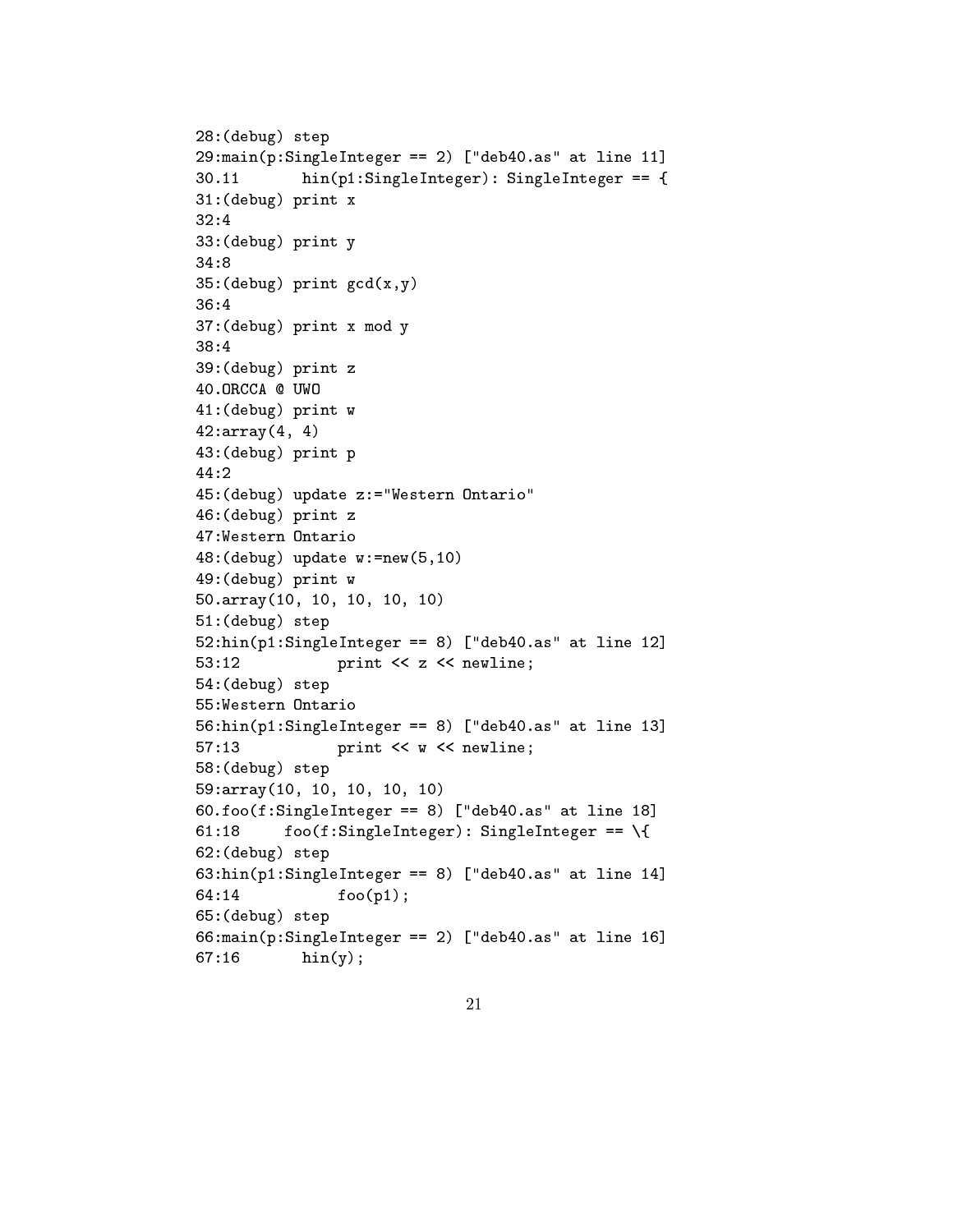```
28:(debug) step
29:main(p:SingleInteger == 2) ["deb40.as" at line 11]
30.11       hin(p1:SingleInteger): SingleInteger == {
31:(debug) print x
32:4
33:(debug) print y
34:8
35:(debug) print gcd(x,y)
36:4
37:(debug) print x mod y
38:4
39:(debug) print z
40.ORCCA @ UWO
41:(debug) print w
42:array(4, 4)
43:(debug) print p
44:2
45:(debug) update z:="Western Ontario"
46:(debug) print z
47:Western Ontario
48:(debug) update w:=new(5,10)
49:(debug) print w
50.array(10, 10, 10, 10, 10)
51:(debug) step
52:hin(p1:SingleInteger == 8) ["deb40.as" at line 12]
53:12           print << z << newline;
54:(debug) step
55:Western Ontario
56:hin(p1:SingleInteger == 8) ["deb40.as" at line 13]
57:13           print << w << newline;
58:(debug) step
59:array(10, 10, 10, 10, 10)
60.foo(f:SingleInteger == 8) ["deb40.as" at line 18]
61:18     foo(f:SingleInteger): SingleInteger == \{
62:(debug) step
63:hin(p1:SingleInteger == 8) ["deb40.as" at line 14]
64:14           foo(p1);
65:(debug) step
66:main(p:SingleInteger == 2) ["deb40.as" at line 16]
67:16       hin(y);
```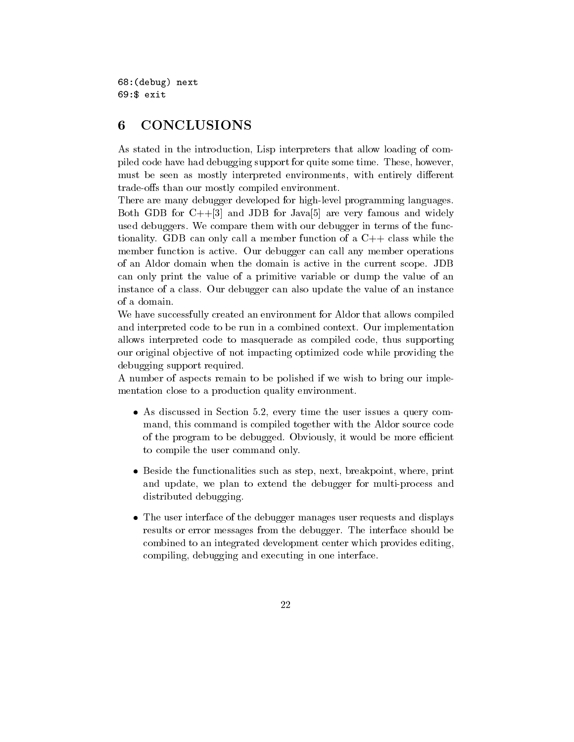```
68:(debug) next
69:$ exit
```

# 6 CONCLUSIONS

As stated in the introduction, Lisp interpreters that allow loading of compiled code have had debugging support for quite some time. These, however, must be seen as mostly interpreted environments, with entirely different trade-offs than our mostly compiled environment.

There are many debugger developed for high-level programming languages. Both GDB for C++[3] and JDB for Java[5] are very famous and widely used debuggers. We compare them with our debugger in terms of the functionality. GDB can only call a member function of a C++ class while the member function is active. Our debugger can call any member operations of an Aldor domain when the domain is active in the current scope. JDB can only print the value of a primitive variable or dump the value of an instance of a class. Our debugger can also update the value of an instance of a domain.

We have successfully created an environment for Aldor that allows compiled and interpreted code to be run in a combined context. Our implementation allows interpreted code to masquerade as compiled code, thus supporting our original objective of not impacting optimized code while providing the debugging support required.

A number of aspects remain to be polished if we wish to bring our implementation close to a production quality environment.

- As discussed in Section 5.2, every time the user issues a query command, this command is compiled together with the Aldor source code of the program to be debugged. Obviously, it would be more efficient to compile the user command only.
- Beside the functionalities such as step, next, breakpoint, where, print and update, we plan to extend the debugger for multi-process and distributed debugging.
- The user interface of the debugger manages user requests and displays results or error messages from the debugger. The interface should be combined to an integrated development center which provides editing, compiling, debugging and executing in one interface.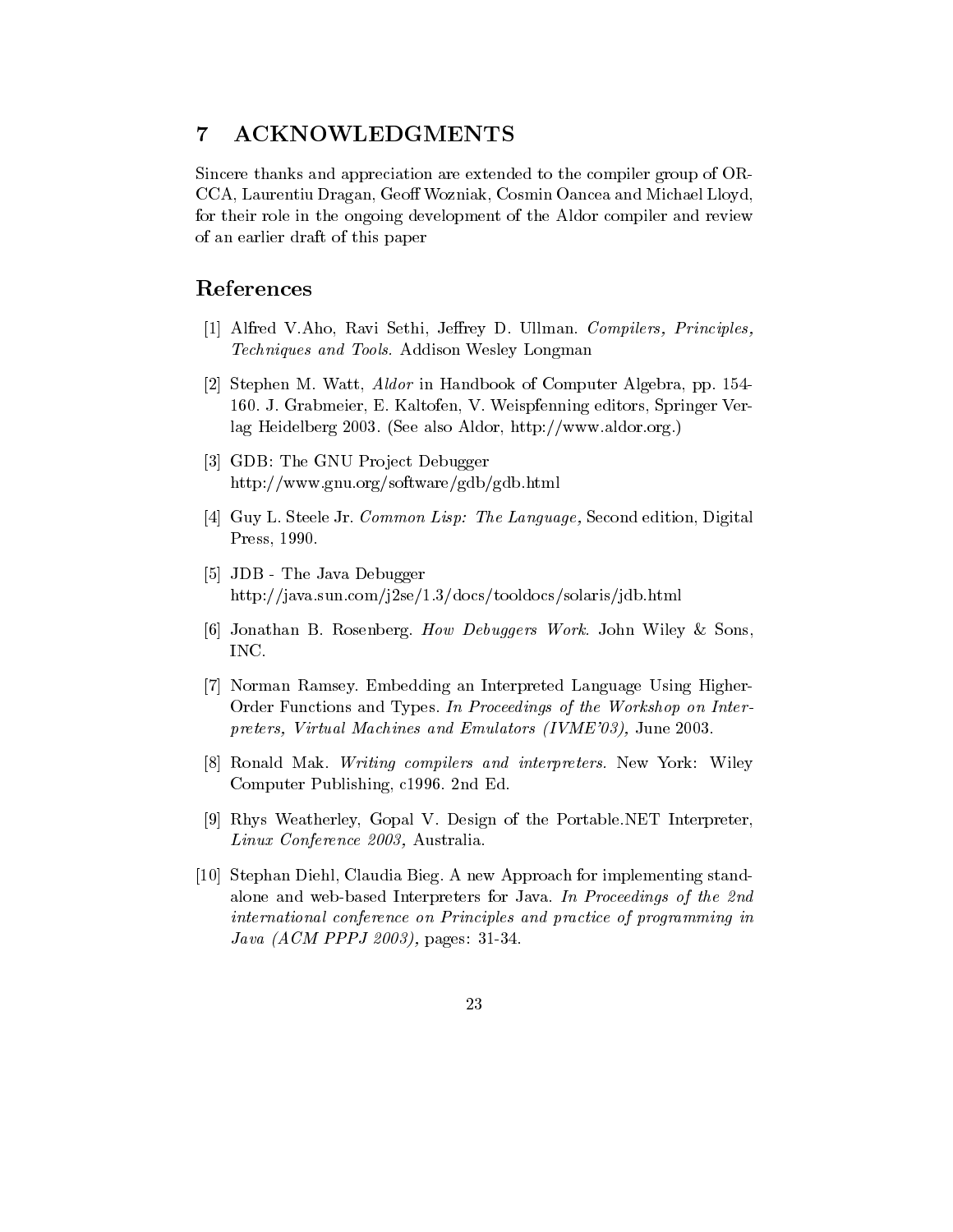## 7 ACKNOWLEDGMENTS

Sincere thanks and appreciation are extended to the compiler group of ORCCA, Laurentiu Dragan, Geoff Wozniak, Cosmin Oancea and Michael Lloyd, for their role in the ongoing development of the Aldor compiler and review of an earlier draft of this paper

## References

[1] Alfred V.Aho, Ravi Sethi, Jeffrey D. Ullman. *Compilers, Principles, Techniques and Tools.* Addison Wesley Longman

[2] Stephen M. Watt, *Aldor* in Handbook of Computer Algebra, pp. 154-160. J. Grabmeier, E. Kaltofen, V. Weispfenning editors, Springer Verlag Heidelberg 2003. (See also Aldor, http://www.aldor.org.)

[3] GDB: The GNU Project Debugger
http://www.gnu.org/software/gdb/gdb.html

[4] Guy L. Steele Jr. *Common Lisp: The Language,* Second edition, Digital Press, 1990.

[5] JDB - The Java Debugger
http://java.sun.com/j2se/1.3/docs/tooldocs/solaris/jdb.html

[6] Jonathan B. Rosenberg. *How Debuggers Work.* John Wiley & Sons, INC.

[7] Norman Ramsey. Embedding an Interpreted Language Using Higher-Order Functions and Types. *In Proceedings of the Workshop on Interpreters, Virtual Machines and Emulators (IVME'03),* June 2003.

[8] Ronald Mak. *Writing compilers and interpreters.* New York: Wiley Computer Publishing, c1996. 2nd Ed.

[9] Rhys Weatherley, Gopal V. Design of the Portable.NET Interpreter, *Linux Conference 2003,* Australia.

[10] Stephan Diehl, Claudia Bieg. A new Approach for implementing standalone and web-based Interpreters for Java. *In Proceedings of the 2nd international conference on Principles and practice of programming in Java (ACM PPPJ 2003),* pages: 31-34.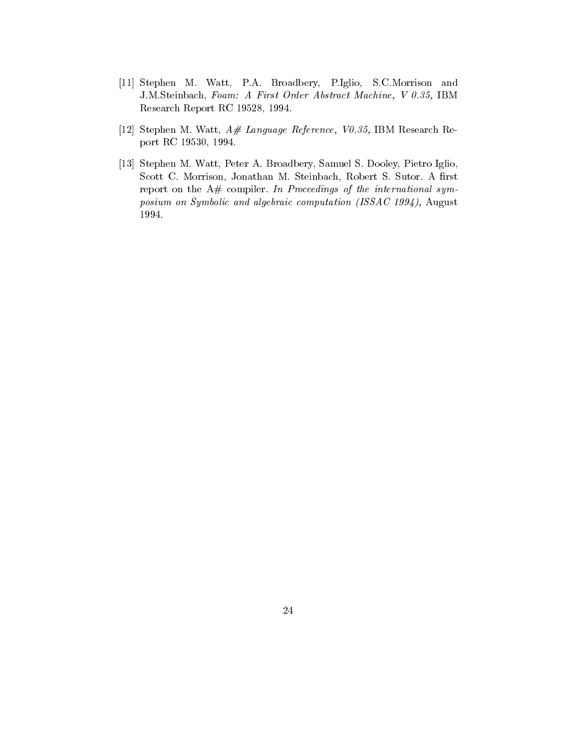[11] Stephen M. Watt, P.A. Broadbery, P.Iglio, S.C.Morrison and J.M.Steinbach, *Foam: A First Order Abstract Machine, V 0.35,* IBM Research Report RC 19528, 1994.

[12] Stephen M. Watt, *A# Language Reference, V0.35,* IBM Research Report RC 19530, 1994.

[13] Stephen M. Watt, Peter A. Broadbery, Samuel S. Dooley, Pietro Iglio, Scott C. Morrison, Jonathan M. Steinbach, Robert S. Sutor. A first report on the A# compiler. *In Proceedings of the international symposium on Symbolic and algebraic computation (ISSAC 1994),* August 1994.